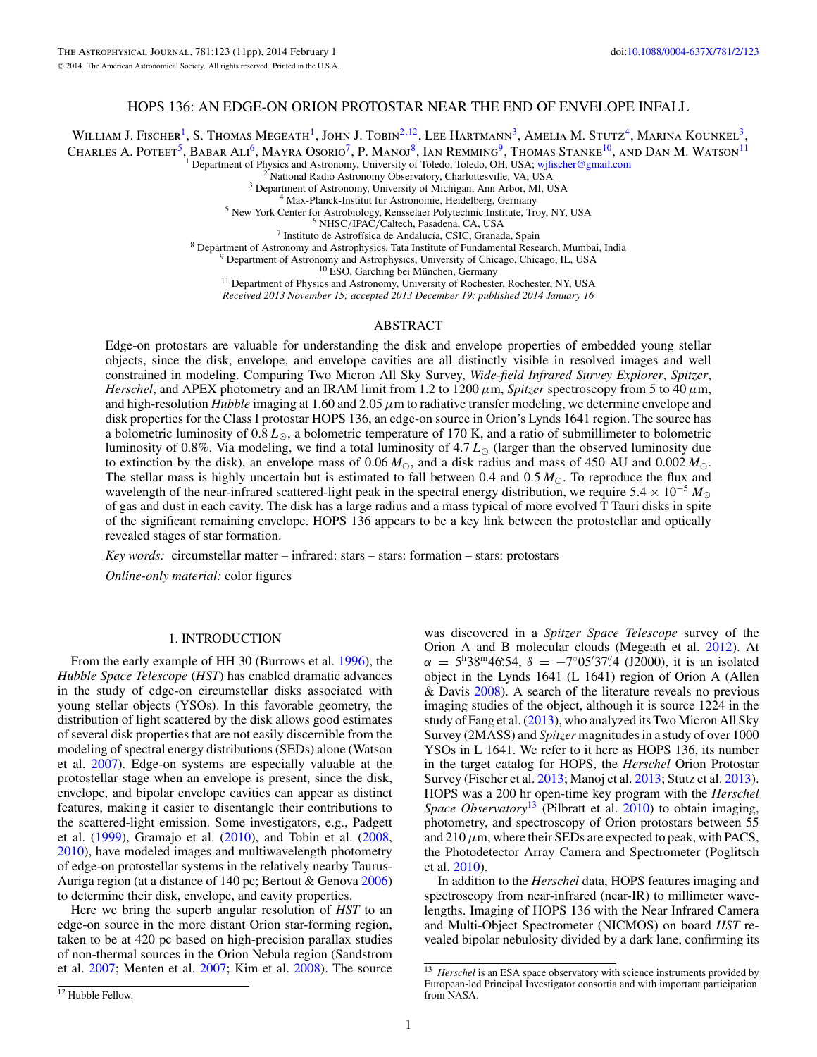# HOPS 136: AN EDGE-ON ORION PROTOSTAR NEAR THE END OF ENVELOPE INFALL

William J. Fischer[1], S. Thomas Megeath[1], John J. Tobin[2,12], Lee Hartmann[3], Amelia M. Stutz[4], Marina Kounkel[3], Charles A. Poteet[5], Babar Ali[6], Mayra Osorio[7], P. Manoj[8], Ian Remming[9], Thomas Stanke[10], and Dan M. Watson[11]

[1] Department of Physics and Astronomy, University of Toledo, Toledo, OH, USA; wjfischer@gmail.com
[2] National Radio Astronomy Observatory, Charlottesville, VA, USA
[3] Department of Astronomy, University of Michigan, Ann Arbor, MI, USA
[4] Max-Planck-Institut für Astronomie, Heidelberg, Germany
[5] New York Center for Astrobiology, Rensselaer Polytechnic Institute, Troy, NY, USA
[6] NHSC/IPAC/Caltech, Pasadena, CA, USA
[7] Instituto de Astrofísica de Andalucía, CSIC, Granada, Spain
[8] Department of Astronomy and Astrophysics, Tata Institute of Fundamental Research, Mumbai, India
[9] Department of Astronomy and Astrophysics, University of Chicago, Chicago, IL, USA
[10] ESO, Garching bei München, Germany
[11] Department of Physics and Astronomy, University of Rochester, Rochester, NY, USA

*Received 2013 November 15; accepted 2013 December 19; published 2014 January 16*

## ABSTRACT

Edge-on protostars are valuable for understanding the disk and envelope properties of embedded young stellar objects, since the disk, envelope, and envelope cavities are all distinctly visible in resolved images and well constrained in modeling. Comparing Two Micron All Sky Survey, *Wide-field Infrared Survey Explorer*, *Spitzer*, *Herschel*, and APEX photometry and an IRAM limit from 1.2 to 1200 $\mu$m, *Spitzer* spectroscopy from 5 to 40 $\mu$m, and high-resolution *Hubble* imaging at 1.60 and 2.05 $\mu$m to radiative transfer modeling, we determine envelope and disk properties for the Class I protostar HOPS 136, an edge-on source in Orion's Lynds 1641 region. The source has a bolometric luminosity of 0.8 $L_\odot$, a bolometric temperature of 170 K, and a ratio of submillimeter to bolometric luminosity of 0.8%. Via modeling, we find a total luminosity of 4.7 $L_\odot$ (larger than the observed luminosity due to extinction by the disk), an envelope mass of 0.06 $M_\odot$, and a disk radius and mass of 450 AU and 0.002 $M_\odot$. The stellar mass is highly uncertain but is estimated to fall between 0.4 and 0.5 $M_\odot$. To reproduce the flux and wavelength of the near-infrared scattered-light peak in the spectral energy distribution, we require $5.4 \times 10^{-5}$ $M_\odot$ of gas and dust in each cavity. The disk has a large radius and a mass typical of more evolved T Tauri disks in spite of the significant remaining envelope. HOPS 136 appears to be a key link between the protostellar and optically revealed stages of star formation.

*Key words:* circumstellar matter – infrared: stars – stars: formation – stars: protostars

*Online-only material:* color figures

## 1. INTRODUCTION

From the early example of HH 30 (Burrows et al. 1996), the *Hubble Space Telescope* (*HST*) has enabled dramatic advances in the study of edge-on circumstellar disks associated with young stellar objects (YSOs). In this favorable geometry, the distribution of light scattered by the disk allows good estimates of several disk properties that are not easily discernible from the modeling of spectral energy distributions (SEDs) alone (Watson et al. 2007). Edge-on systems are especially valuable at the protostellar stage when an envelope is present, since the disk, envelope, and bipolar envelope cavities can appear as distinct features, making it easier to disentangle their contributions to the scattered-light emission. Some investigators, e.g., Padgett et al. (1999), Gramajo et al. (2010), and Tobin et al. (2008, 2010), have modeled images and multiwavelength photometry of edge-on protostellar systems in the relatively nearby Taurus-Auriga region (at a distance of 140 pc; Bertout & Genova 2006) to determine their disk, envelope, and cavity properties.

Here we bring the superb angular resolution of *HST* to an edge-on source in the more distant Orion star-forming region, taken to be at 420 pc based on high-precision parallax studies of non-thermal sources in the Orion Nebula region (Sandstrom et al. 2007; Menten et al. 2007; Kim et al. 2008). The source was discovered in a *Spitzer Space Telescope* survey of the Orion A and B molecular clouds (Megeath et al. 2012). At $\alpha = 5^{\rm h}38^{\rm m}46\overset{\rm s}{.}54$, $\delta = -7°05'37\overset{''}{.}4$ (J2000), it is an isolated object in the Lynds 1641 (L 1641) region of Orion A (Allen & Davis 2008). A search of the literature reveals no previous imaging studies of the object, although it is source 1224 in the study of Fang et al. (2013), who analyzed its Two Micron All Sky Survey (2MASS) and *Spitzer* magnitudes in a study of over 1000 YSOs in L 1641. We refer to it here as HOPS 136, its number in the target catalog for HOPS, the *Herschel* Orion Protostar Survey (Fischer et al. 2013; Manoj et al. 2013; Stutz et al. 2013). HOPS was a 200 hr open-time key program with the *Herschel Space Observatory*[13] (Pilbratt et al. 2010) to obtain imaging, photometry, and spectroscopy of Orion protostars between 55 and 210 $\mu$m, where their SEDs are expected to peak, with PACS, the Photodetector Array Camera and Spectrometer (Poglitsch et al. 2010).

In addition to the *Herschel* data, HOPS features imaging and spectroscopy from near-infrared (near-IR) to millimeter wavelengths. Imaging of HOPS 136 with the Near Infrared Camera and Multi-Object Spectrometer (NICMOS) on board *HST* revealed bipolar nebulosity divided by a dark lane, confirming its

[12] Hubble Fellow.

[13] *Herschel* is an ESA space observatory with science instruments provided by European-led Principal Investigator consortia and with important participation from NASA.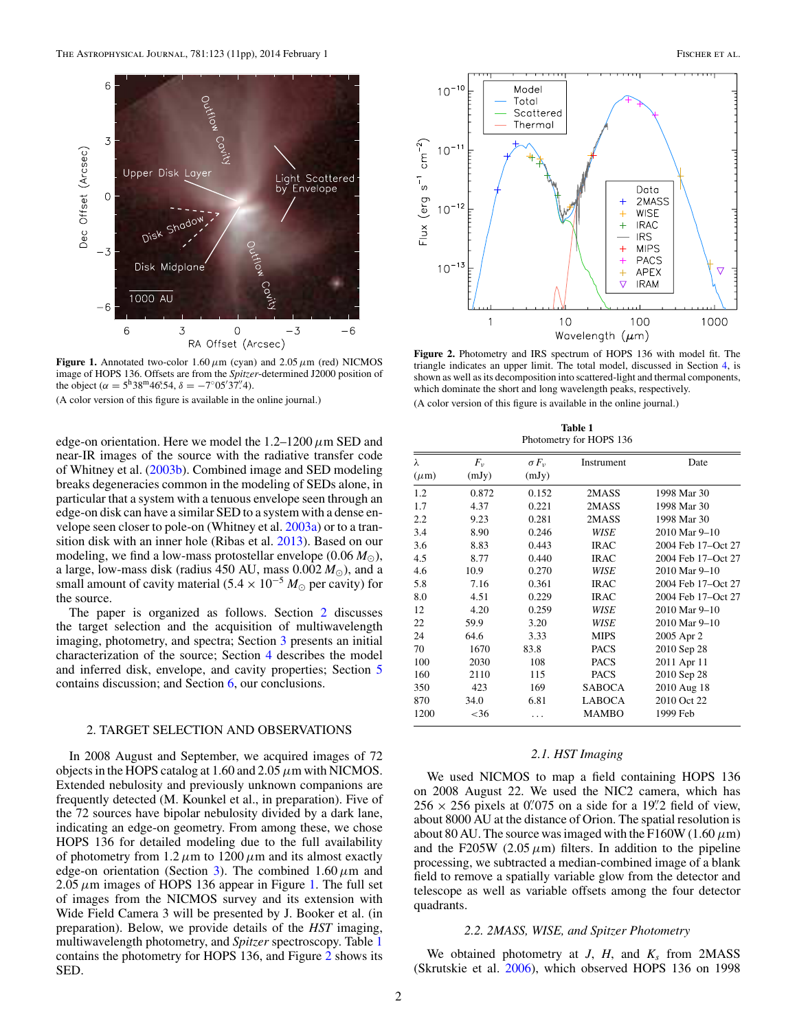**Figure 1.** Annotated two-color 1.60 $\mu$m (cyan) and 2.05 $\mu$m (red) NICMOS image of HOPS 136. Offsets are from the *Spitzer*-determined J2000 position of the object ($\alpha = 5^{\mathrm{h}}38^{\mathrm{m}}46\overset{\mathrm{s}}{.}54$, $\delta = -7°05'37\overset{''}{.}4$).

(A color version of this figure is available in the online journal.)

**Figure 2.** Photometry and IRS spectrum of HOPS 136 with model fit. The triangle indicates an upper limit. The total model, discussed in Section 4, is shown as well as its decomposition into scattered-light and thermal components, which dominate the short and long wavelength peaks, respectively.

(A color version of this figure is available in the online journal.)

edge-on orientation. Here we model the 1.2–1200 $\mu$m SED and near-IR images of the source with the radiative transfer code of Whitney et al. (2003b). Combined image and SED modeling breaks degeneracies common in the modeling of SEDs alone, in particular that a system with a tenuous envelope seen through an edge-on disk can have a similar SED to a system with a dense envelope seen closer to pole-on (Whitney et al. 2003a) or to a transition disk with an inner hole (Ribas et al. 2013). Based on our modeling, we find a low-mass protostellar envelope (0.06 $M_\odot$), a large, low-mass disk (radius 450 AU, mass 0.002 $M_\odot$), and a small amount of cavity material ($5.4 \times 10^{-5}$ $M_\odot$ per cavity) for the source.

The paper is organized as follows. Section 2 discusses the target selection and the acquisition of multiwavelength imaging, photometry, and spectra; Section 3 presents an initial characterization of the source; Section 4 describes the model and inferred disk, envelope, and cavity properties; Section 5 contains discussion; and Section 6, our conclusions.

## 2. TARGET SELECTION AND OBSERVATIONS

In 2008 August and September, we acquired images of 72 objects in the HOPS catalog at 1.60 and 2.05 $\mu$m with NICMOS. Extended nebulosity and previously unknown companions are frequently detected (M. Kounkel et al., in preparation). Five of the 72 sources have bipolar nebulosity divided by a dark lane, indicating an edge-on geometry. From among these, we chose HOPS 136 for detailed modeling due to the full availability of photometry from 1.2 $\mu$m to 1200 $\mu$m and its almost exactly edge-on orientation (Section 3). The combined 1.60 $\mu$m and 2.05 $\mu$m images of HOPS 136 appear in Figure 1. The full set of images from the NICMOS survey and its extension with Wide Field Camera 3 will be presented by J. Booker et al. (in preparation). Below, we provide details of the *HST* imaging, multiwavelength photometry, and *Spitzer* spectroscopy. Table 1 contains the photometry for HOPS 136, and Figure 2 shows its SED.

**Table 1**
Photometry for HOPS 136

| $\lambda$ ($\mu$m) | $F_\nu$ (mJy) | $\sigma F_\nu$ (mJy) | Instrument | Date |
|---|---|---|---|---|
| 1.2 | 0.872 | 0.152 | 2MASS | 1998 Mar 30 |
| 1.7 | 4.37 | 0.221 | 2MASS | 1998 Mar 30 |
| 2.2 | 9.23 | 0.281 | 2MASS | 1998 Mar 30 |
| 3.4 | 8.90 | 0.246 | *WISE* | 2010 Mar 9–10 |
| 3.6 | 8.83 | 0.443 | IRAC | 2004 Feb 17–Oct 27 |
| 4.5 | 8.77 | 0.440 | IRAC | 2004 Feb 17–Oct 27 |
| 4.6 | 10.9 | 0.270 | *WISE* | 2010 Mar 9–10 |
| 5.8 | 7.16 | 0.361 | IRAC | 2004 Feb 17–Oct 27 |
| 8.0 | 4.51 | 0.229 | IRAC | 2004 Feb 17–Oct 27 |
| 12 | 4.20 | 0.259 | *WISE* | 2010 Mar 9–10 |
| 22 | 59.9 | 3.20 | *WISE* | 2010 Mar 9–10 |
| 24 | 64.6 | 3.33 | MIPS | 2005 Apr 2 |
| 70 | 1670 | 83.8 | PACS | 2010 Sep 28 |
| 100 | 2030 | 108 | PACS | 2011 Apr 11 |
| 160 | 2110 | 115 | PACS | 2010 Sep 28 |
| 350 | 423 | 169 | SABOCA | 2010 Aug 18 |
| 870 | 34.0 | 6.81 | LABOCA | 2010 Oct 22 |
| 1200 | <36 | ... | MAMBO | 1999 Feb |

### 2.1. *HST* Imaging

We used NICMOS to map a field containing HOPS 136 on 2008 August 22. We used the NIC2 camera, which has $256 \times 256$ pixels at $0\overset{''}{.}075$ on a side for a $19\overset{''}{.}2$ field of view, about 8000 AU at the distance of Orion. The spatial resolution is about 80 AU. The source was imaged with the F160W (1.60 $\mu$m) and the F205W (2.05 $\mu$m) filters. In addition to the pipeline processing, we subtracted a median-combined image of a blank field to remove a spatially variable glow from the detector and telescope as well as variable offsets among the four detector quadrants.

### 2.2. 2MASS, WISE, and Spitzer Photometry

We obtained photometry at $J$, $H$, and $K_s$ from 2MASS (Skrutskie et al. 2006), which observed HOPS 136 on 1998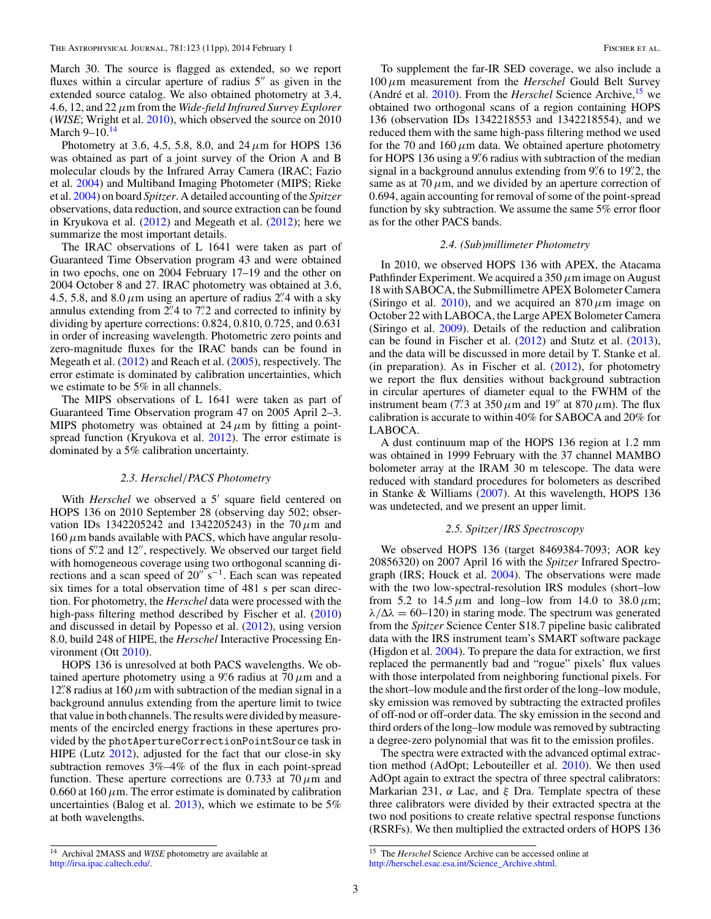March 30. The source is flagged as extended, so we report fluxes within a circular aperture of radius 5″ as given in the extended source catalog. We also obtained photometry at 3.4, 4.6, 12, and 22 $\mu$m from the *Wide-field Infrared Survey Explorer* (*WISE*; Wright et al. 2010), which observed the source on 2010 March 9–10.[14]

Photometry at 3.6, 4.5, 5.8, 8.0, and 24 $\mu$m for HOPS 136 was obtained as part of a joint survey of the Orion A and B molecular clouds by the Infrared Array Camera (IRAC; Fazio et al. 2004) and Multiband Imaging Photometer (MIPS; Rieke et al. 2004) on board *Spitzer*. A detailed accounting of the *Spitzer* observations, data reduction, and source extraction can be found in Kryukova et al. (2012) and Megeath et al. (2012); here we summarize the most important details.

The IRAC observations of L 1641 were taken as part of Guaranteed Time Observation program 43 and were obtained in two epochs, one on 2004 February 17–19 and the other on 2004 October 8 and 27. IRAC photometry was obtained at 3.6, 4.5, 5.8, and 8.0 $\mu$m using an aperture of radius 2.″4 with a sky annulus extending from 2.″4 to 7.″2 and corrected to infinity by dividing by aperture corrections: 0.824, 0.810, 0.725, and 0.631 in order of increasing wavelength. Photometric zero points and zero-magnitude fluxes for the IRAC bands can be found in Megeath et al. (2012) and Reach et al. (2005), respectively. The error estimate is dominated by calibration uncertainties, which we estimate to be 5% in all channels.

The MIPS observations of L 1641 were taken as part of Guaranteed Time Observation program 47 on 2005 April 2–3. MIPS photometry was obtained at 24 $\mu$m by fitting a point-spread function (Kryukova et al. 2012). The error estimate is dominated by a 5% calibration uncertainty.

### 2.3. *Herschel*/*PACS* Photometry

With *Herschel* we observed a 5′ square field centered on HOPS 136 on 2010 September 28 (observing day 502; observation IDs 1342205242 and 1342205243) in the 70 $\mu$m and 160 $\mu$m bands available with PACS, which have angular resolutions of 5.″2 and 12″, respectively. We observed our target field with homogeneous coverage using two orthogonal scanning directions and a scan speed of 20″ s$^{-1}$. Each scan was repeated six times for a total observation time of 481 s per scan direction. For photometry, the *Herschel* data were processed with the high-pass filtering method described by Fischer et al. (2010) and discussed in detail by Popesso et al. (2012), using version 8.0, build 248 of HIPE, the *Herschel* Interactive Processing Environment (Ott 2010).

HOPS 136 is unresolved at both PACS wavelengths. We obtained aperture photometry using a 9.″6 radius at 70 $\mu$m and a 12.″8 radius at 160 $\mu$m with subtraction of the median signal in a background annulus extending from the aperture limit to twice that value in both channels. The results were divided by measurements of the encircled energy fractions in these apertures provided by the `photApertureCorrectionPointSource` task in HIPE (Lutz 2012), adjusted for the fact that our close-in sky subtraction removes 3%–4% of the flux in each point-spread function. These aperture corrections are 0.733 at 70 $\mu$m and 0.660 at 160 $\mu$m. The error estimate is dominated by calibration uncertainties (Balog et al. 2013), which we estimate to be 5% at both wavelengths.

To supplement the far-IR SED coverage, we also include a 100 $\mu$m measurement from the *Herschel* Gould Belt Survey (André et al. 2010). From the *Herschel* Science Archive,[15] we obtained two orthogonal scans of a region containing HOPS 136 (observation IDs 1342218553 and 1342218554), and we reduced them with the same high-pass filtering method we used for the 70 and 160 $\mu$m data. We obtained aperture photometry for HOPS 136 using a 9.″6 radius with subtraction of the median signal in a background annulus extending from 9.″6 to 19.″2, the same as at 70 $\mu$m, and we divided by an aperture correction of 0.694, again accounting for removal of some of the point-spread function by sky subtraction. We assume the same 5% error floor as for the other PACS bands.

### 2.4. (Sub)millimeter Photometry

In 2010, we observed HOPS 136 with APEX, the Atacama Pathfinder Experiment. We acquired a 350 $\mu$m image on August 18 with SABOCA, the Submillimetre APEX Bolometer Camera (Siringo et al. 2010), and we acquired an 870 $\mu$m image on October 22 with LABOCA, the Large APEX Bolometer Camera (Siringo et al. 2009). Details of the reduction and calibration can be found in Fischer et al. (2012) and Stutz et al. (2013), and the data will be discussed in more detail by T. Stanke et al. (in preparation). As in Fischer et al. (2012), for photometry we report the flux densities without background subtraction in circular apertures of diameter equal to the FWHM of the instrument beam (7.″3 at 350 $\mu$m and 19″ at 870 $\mu$m). The flux calibration is accurate to within 40% for SABOCA and 20% for LABOCA.

A dust continuum map of the HOPS 136 region at 1.2 mm was obtained in 1999 February with the 37 channel MAMBO bolometer array at the IRAM 30 m telescope. The data were reduced with standard procedures for bolometers as described in Stanke & Williams (2007). At this wavelength, HOPS 136 was undetected, and we present an upper limit.

### 2.5. *Spitzer*/*IRS* Spectroscopy

We observed HOPS 136 (target 8469384-7093; AOR key 20856320) on 2007 April 16 with the *Spitzer* Infrared Spectrograph (IRS; Houck et al. 2004). The observations were made with the two low-spectral-resolution IRS modules (short–low from 5.2 to 14.5 $\mu$m and long–low from 14.0 to 38.0 $\mu$m; $\lambda/\Delta\lambda = 60$–$120$) in staring mode. The spectrum was generated from the *Spitzer* Science Center S18.7 pipeline basic calibrated data with the IRS instrument team's SMART software package (Higdon et al. 2004). To prepare the data for extraction, we first replaced the permanently bad and "rogue" pixels' flux values with those interpolated from neighboring functional pixels. For the short–low module and the first order of the long–low module, sky emission was removed by subtracting the extracted profiles of off-nod or off-order data. The sky emission in the second and third orders of the long–low module was removed by subtracting a degree-zero polynomial that was fit to the emission profiles.

The spectra were extracted with the advanced optimal extraction method (AdOpt; Lebouteiller et al. 2010). We then used AdOpt again to extract the spectra of three spectral calibrators: Markarian 231, $\alpha$ Lac, and $\xi$ Dra. Template spectra of these three calibrators were divided by their extracted spectra at the two nod positions to create relative spectral response functions (RSRFs). We then multiplied the extracted orders of HOPS 136

[14] Archival 2MASS and *WISE* photometry are available at http://irsa.ipac.caltech.edu/.

[15] The *Herschel* Science Archive can be accessed online at http://herschel.esac.esa.int/Science_Archive.shtml.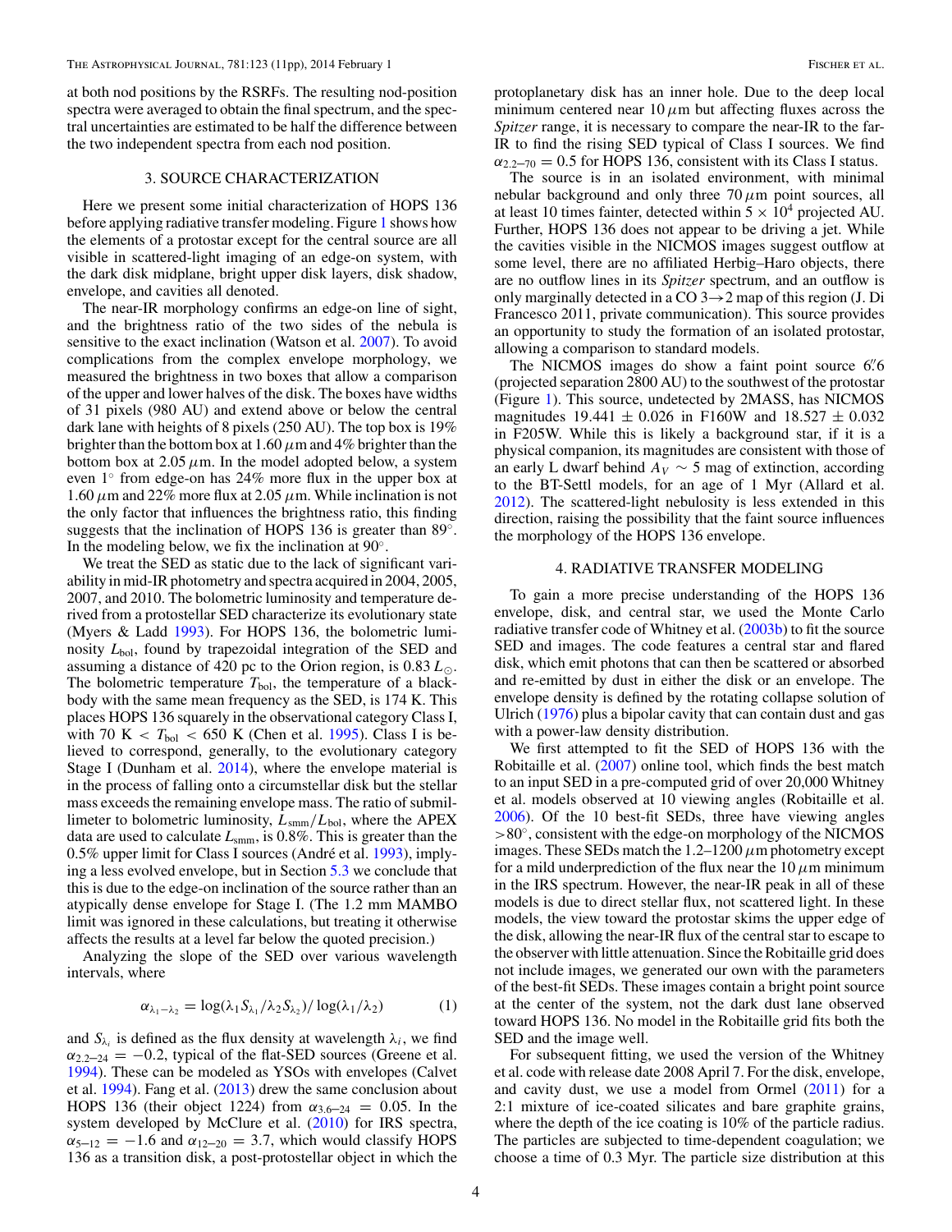at both nod positions by the RSRFs. The resulting nod-position spectra were averaged to obtain the final spectrum, and the spectral uncertainties are estimated to be half the difference between the two independent spectra from each nod position.

## 3. SOURCE CHARACTERIZATION

Here we present some initial characterization of HOPS 136 before applying radiative transfer modeling. Figure 1 shows how the elements of a protostar except for the central source are all visible in scattered-light imaging of an edge-on system, with the dark disk midplane, bright upper disk layers, disk shadow, envelope, and cavities all denoted.

The near-IR morphology confirms an edge-on line of sight, and the brightness ratio of the two sides of the nebula is sensitive to the exact inclination (Watson et al. 2007). To avoid complications from the complex envelope morphology, we measured the brightness in two boxes that allow a comparison of the upper and lower halves of the disk. The boxes have widths of 31 pixels (980 AU) and extend above or below the central dark lane with heights of 8 pixels (250 AU). The top box is 19% brighter than the bottom box at 1.60 $\mu$m and 4% brighter than the bottom box at 2.05 $\mu$m. In the model adopted below, a system even 1° from edge-on has 24% more flux in the upper box at 1.60 $\mu$m and 22% more flux at 2.05 $\mu$m. While inclination is not the only factor that influences the brightness ratio, this finding suggests that the inclination of HOPS 136 is greater than 89°. In the modeling below, we fix the inclination at 90°.

We treat the SED as static due to the lack of significant variability in mid-IR photometry and spectra acquired in 2004, 2005, 2007, and 2010. The bolometric luminosity and temperature derived from a protostellar SED characterize its evolutionary state (Myers & Ladd 1993). For HOPS 136, the bolometric luminosity $L_{\mathrm{bol}}$, found by trapezoidal integration of the SED and assuming a distance of 420 pc to the Orion region, is 0.83 $L_{\odot}$. The bolometric temperature $T_{\mathrm{bol}}$, the temperature of a blackbody with the same mean frequency as the SED, is 174 K. This places HOPS 136 squarely in the observational category Class I, with 70 K $< T_{\mathrm{bol}} <$ 650 K (Chen et al. 1995). Class I is believed to correspond, generally, to the evolutionary category Stage I (Dunham et al. 2014), where the envelope material is in the process of falling onto a circumstellar disk but the stellar mass exceeds the remaining envelope mass. The ratio of submillimeter to bolometric luminosity, $L_{\mathrm{smm}}/L_{\mathrm{bol}}$, where the APEX data are used to calculate $L_{\mathrm{smm}}$, is 0.8%. This is greater than the 0.5% upper limit for Class I sources (André et al. 1993), implying a less evolved envelope, but in Section 5.3 we conclude that this is due to the edge-on inclination of the source rather than an atypically dense envelope for Stage I. (The 1.2 mm MAMBO limit was ignored in these calculations, but treating it otherwise affects the results at a level far below the quoted precision.)

Analyzing the slope of the SED over various wavelength intervals, where

$$\alpha_{\lambda_1-\lambda_2} = \log(\lambda_1 S_{\lambda_1}/\lambda_2 S_{\lambda_2})/\log(\lambda_1/\lambda_2) \tag{1}$$

and $S_{\lambda_i}$ is defined as the flux density at wavelength $\lambda_i$, we find $\alpha_{2.2-24} = -0.2$, typical of the flat-SED sources (Greene et al. 1994). These can be modeled as YSOs with envelopes (Calvet et al. 1994). Fang et al. (2013) drew the same conclusion about HOPS 136 (their object 1224) from $\alpha_{3.6-24} = 0.05$. In the system developed by McClure et al. (2010) for IRS spectra, $\alpha_{5-12} = -1.6$ and $\alpha_{12-20} = 3.7$, which would classify HOPS 136 as a transition disk, a post-protostellar object in which the protoplanetary disk has an inner hole. Due to the deep local minimum centered near 10 $\mu$m but affecting fluxes across the *Spitzer* range, it is necessary to compare the near-IR to the far-IR to find the rising SED typical of Class I sources. We find $\alpha_{2.2-70} = 0.5$ for HOPS 136, consistent with its Class I status.

The source is in an isolated environment, with minimal nebular background and only three 70 $\mu$m point sources, all at least 10 times fainter, detected within $5 \times 10^4$ projected AU. Further, HOPS 136 does not appear to be driving a jet. While the cavities visible in the NICMOS images suggest outflow at some level, there are no affiliated Herbig–Haro objects, there are no outflow lines in its *Spitzer* spectrum, and an outflow is only marginally detected in a CO 3→2 map of this region (J. Di Francesco 2011, private communication). This source provides an opportunity to study the formation of an isolated protostar, allowing a comparison to standard models.

The NICMOS images do show a faint point source 6″.6 (projected separation 2800 AU) to the southwest of the protostar (Figure 1). This source, undetected by 2MASS, has NICMOS magnitudes 19.441 ± 0.026 in F160W and 18.527 ± 0.032 in F205W. While this is likely a background star, if it is a physical companion, its magnitudes are consistent with those of an early L dwarf behind $A_V \sim 5$ mag of extinction, according to the BT-Settl models, for an age of 1 Myr (Allard et al. 2012). The scattered-light nebulosity is less extended in this direction, raising the possibility that the faint source influences the morphology of the HOPS 136 envelope.

## 4. RADIATIVE TRANSFER MODELING

To gain a more precise understanding of the HOPS 136 envelope, disk, and central star, we used the Monte Carlo radiative transfer code of Whitney et al. (2003b) to fit the source SED and images. The code features a central star and flared disk, which emit photons that can then be scattered or absorbed and re-emitted by dust in either the disk or an envelope. The envelope density is defined by the rotating collapse solution of Ulrich (1976) plus a bipolar cavity that can contain dust and gas with a power-law density distribution.

We first attempted to fit the SED of HOPS 136 with the Robitaille et al. (2007) online tool, which finds the best match to an input SED in a pre-computed grid of over 20,000 Whitney et al. models observed at 10 viewing angles (Robitaille et al. 2006). Of the 10 best-fit SEDs, three have viewing angles >80°, consistent with the edge-on morphology of the NICMOS images. These SEDs match the 1.2–1200 $\mu$m photometry except for a mild underprediction of the flux near the 10 $\mu$m minimum in the IRS spectrum. However, the near-IR peak in all of these models is due to direct stellar flux, not scattered light. In these models, the view toward the protostar skims the upper edge of the disk, allowing the near-IR flux of the central star to escape to the observer with little attenuation. Since the Robitaille grid does not include images, we generated our own with the parameters of the best-fit SEDs. These images contain a bright point source at the center of the system, not the dark dust lane observed toward HOPS 136. No model in the Robitaille grid fits both the SED and the image well.

For subsequent fitting, we used the version of the Whitney et al. code with release date 2008 April 7. For the disk, envelope, and cavity dust, we use a model from Ormel (2011) for a 2:1 mixture of ice-coated silicates and bare graphite grains, where the depth of the ice coating is 10% of the particle radius. The particles are subjected to time-dependent coagulation; we choose a time of 0.3 Myr. The particle size distribution at this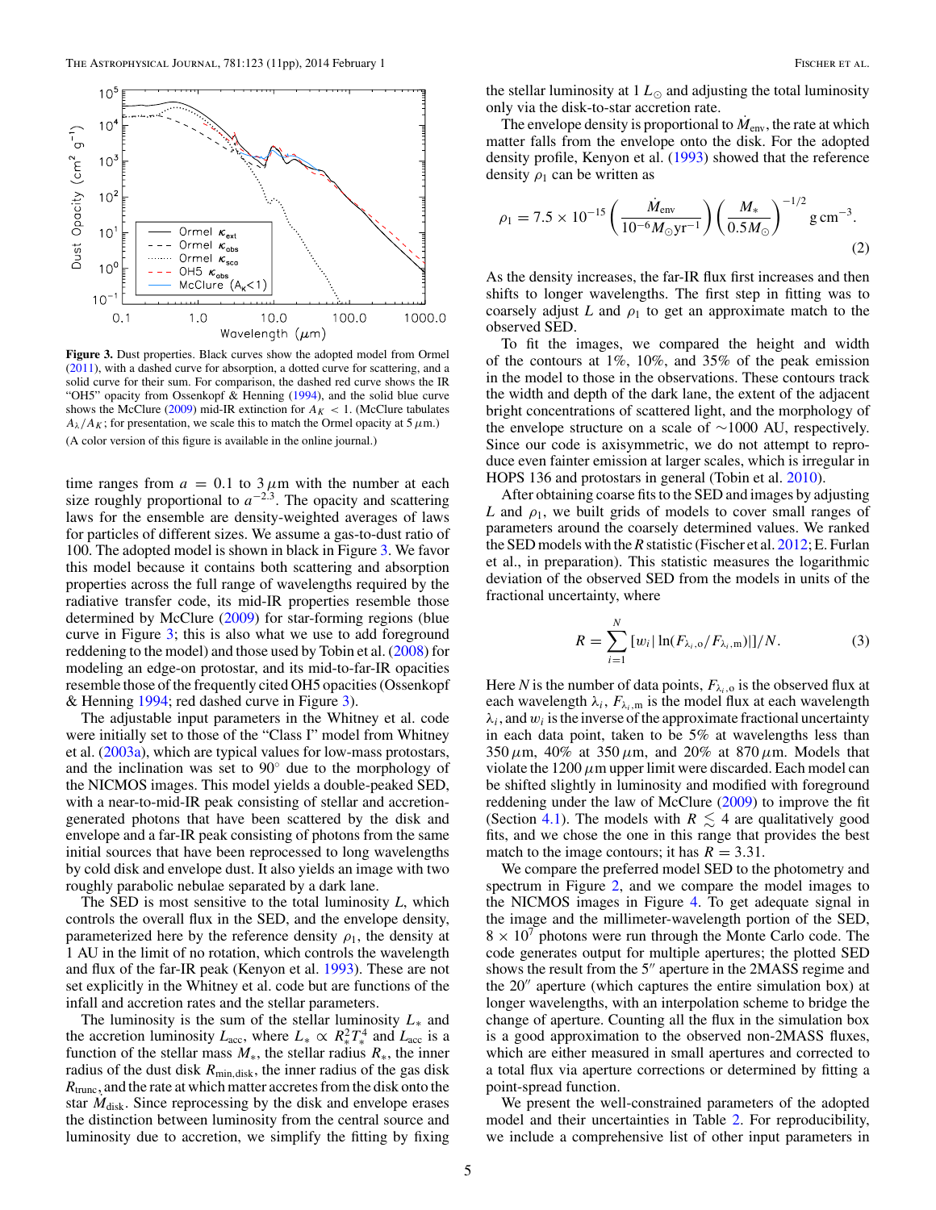**Figure 3.** Dust properties. Black curves show the adopted model from Ormel (2011), with a dashed curve for absorption, a dotted curve for scattering, and a solid curve for their sum. For comparison, the dashed red curve shows the IR "OH5" opacity from Ossenkopf & Henning (1994), and the solid blue curve shows the McClure (2009) mid-IR extinction for $A_K < 1$. (McClure tabulates $A_\lambda/A_K$; for presentation, we scale this to match the Ormel opacity at 5 $\mu$m.)

(A color version of this figure is available in the online journal.)

time ranges from $a = 0.1$ to 3 $\mu$m with the number at each size roughly proportional to $a^{-2.3}$. The opacity and scattering laws for the ensemble are density-weighted averages of laws for particles of different sizes. We assume a gas-to-dust ratio of 100. The adopted model is shown in black in Figure 3. We favor this model because it contains both scattering and absorption properties across the full range of wavelengths required by the radiative transfer code, its mid-IR properties resemble those determined by McClure (2009) for star-forming regions (blue curve in Figure 3; this is also what we use to add foreground reddening to the model) and those used by Tobin et al. (2008) for modeling an edge-on protostar, and its mid-to-far-IR opacities resemble those of the frequently cited OH5 opacities (Ossenkopf & Henning 1994; red dashed curve in Figure 3).

The adjustable input parameters in the Whitney et al. code were initially set to those of the "Class I" model from Whitney et al. (2003a), which are typical values for low-mass protostars, and the inclination was set to 90° due to the morphology of the NICMOS images. This model yields a double-peaked SED, with a near-to-mid-IR peak consisting of stellar and accretion-generated photons that have been scattered by the disk and envelope and a far-IR peak consisting of photons from the same initial sources that have been reprocessed to long wavelengths by cold disk and envelope dust. It also yields an image with two roughly parabolic nebulae separated by a dark lane.

The SED is most sensitive to the total luminosity $L$, which controls the overall flux in the SED, and the envelope density, parameterized here by the reference density $\rho_1$, the density at 1 AU in the limit of no rotation, which controls the wavelength and flux of the far-IR peak (Kenyon et al. 1993). These are not set explicitly in the Whitney et al. code but are functions of the infall and accretion rates and the stellar parameters.

The luminosity is the sum of the stellar luminosity $L_*$ and the accretion luminosity $L_{\rm acc}$, where $L_* \propto R_*^2 T_*^4$ and $L_{\rm acc}$ is a function of the stellar mass $M_*$, the stellar radius $R_*$, the inner radius of the dust disk $R_{\rm min,disk}$, the inner radius of the gas disk $R_{\rm trunc}$, and the rate at which matter accretes from the disk onto the star $\dot{M}_{\rm disk}$. Since reprocessing by the disk and envelope erases the distinction between luminosity from the central source and luminosity due to accretion, we simplify the fitting by fixing the stellar luminosity at 1 $L_\odot$ and adjusting the total luminosity only via the disk-to-star accretion rate.

The envelope density is proportional to $\dot{M}_{\rm env}$, the rate at which matter falls from the envelope onto the disk. For the adopted density profile, Kenyon et al. (1993) showed that the reference density $\rho_1$ can be written as

$$\rho_1 = 7.5 \times 10^{-15} \left( \frac{\dot{M}_{\rm env}}{10^{-6} M_\odot {\rm yr}^{-1}} \right) \left( \frac{M_*}{0.5 M_\odot} \right)^{-1/2} {\rm g\,cm}^{-3}. \tag{2}$$

As the density increases, the far-IR flux first increases and then shifts to longer wavelengths. The first step in fitting was to coarsely adjust $L$ and $\rho_1$ to get an approximate match to the observed SED.

To fit the images, we compared the height and width of the contours at 1%, 10%, and 35% of the peak emission in the model to those in the observations. These contours track the width and depth of the dark lane, the extent of the adjacent bright concentrations of scattered light, and the morphology of the envelope structure on a scale of ~1000 AU, respectively. Since our code is axisymmetric, we do not attempt to reproduce even fainter emission at larger scales, which is irregular in HOPS 136 and protostars in general (Tobin et al. 2010).

After obtaining coarse fits to the SED and images by adjusting $L$ and $\rho_1$, we built grids of models to cover small ranges of parameters around the coarsely determined values. We ranked the SED models with the $R$ statistic (Fischer et al. 2012; E. Furlan et al., in preparation). This statistic measures the logarithmic deviation of the observed SED from the models in units of the fractional uncertainty, where

$$R = \sum_{i=1}^{N} [w_i |\ln(F_{\lambda_i,{\rm o}}/F_{\lambda_i,{\rm m}})|]/N. \tag{3}$$

Here $N$ is the number of data points, $F_{\lambda_i,{\rm o}}$ is the observed flux at each wavelength $\lambda_i$, $F_{\lambda_i,{\rm m}}$ is the model flux at each wavelength $\lambda_i$, and $w_i$ is the inverse of the approximate fractional uncertainty in each data point, taken to be 5% at wavelengths less than 350 $\mu$m, 40% at 350 $\mu$m, and 20% at 870 $\mu$m. Models that violate the 1200 $\mu$m upper limit were discarded. Each model can be shifted slightly in luminosity and modified with foreground reddening under the law of McClure (2009) to improve the fit (Section 4.1). The models with $R \lesssim 4$ are qualitatively good fits, and we chose the one in this range that provides the best match to the image contours; it has $R = 3.31$.

We compare the preferred model SED to the photometry and spectrum in Figure 2, and we compare the model images to the NICMOS images in Figure 4. To get adequate signal in the image and the millimeter-wavelength portion of the SED, $8 \times 10^7$ photons were run through the Monte Carlo code. The code generates output for multiple apertures; the plotted SED shows the result from the 5″ aperture in the 2MASS regime and the 20″ aperture (which captures the entire simulation box) at longer wavelengths, with an interpolation scheme to bridge the change of aperture. Counting all the flux in the simulation box is a good approximation to the observed non-2MASS fluxes, which are either measured in small apertures and corrected to a total flux via aperture corrections or determined by fitting a point-spread function.

We present the well-constrained parameters of the adopted model and their uncertainties in Table 2. For reproducibility, we include a comprehensive list of other input parameters in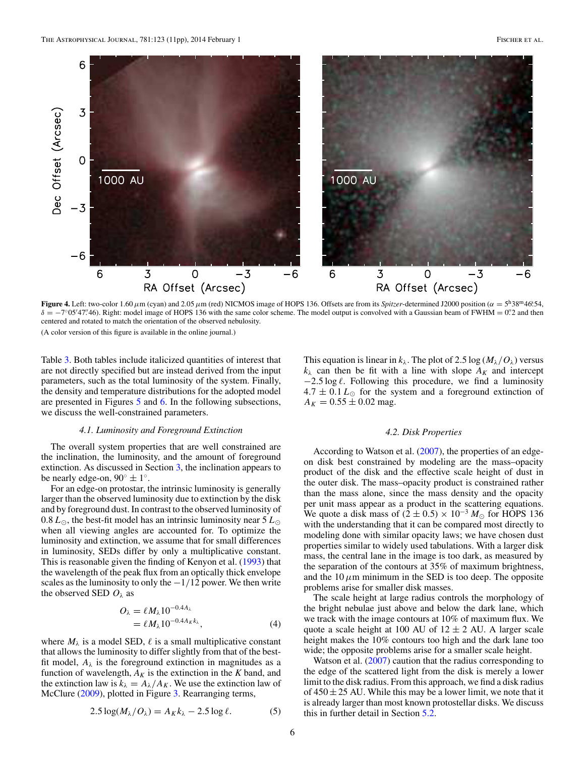**Figure 4.** Left: two-color 1.60 $\mu$m (cyan) and 2.05 $\mu$m (red) NICMOS image of HOPS 136. Offsets are from its *Spitzer*-determined J2000 position ($\alpha = 5^{\rm h}38^{\rm m}46\overset{\rm s}{.}54$, $\delta = -7°05'47\overset{''}{.}46$). Right: model image of HOPS 136 with the same color scheme. The model output is convolved with a Gaussian beam of FWHM = $0\overset{''}{.}2$ and then centered and rotated to match the orientation of the observed nebulosity.

(A color version of this figure is available in the online journal.)

Table 3. Both tables include italicized quantities of interest that are not directly specified but are instead derived from the input parameters, such as the total luminosity of the system. Finally, the density and temperature distributions for the adopted model are presented in Figures 5 and 6. In the following subsections, we discuss the well-constrained parameters.

### 4.1. *Luminosity and Foreground Extinction*

The overall system properties that are well constrained are the inclination, the luminosity, and the amount of foreground extinction. As discussed in Section 3, the inclination appears to be nearly edge-on, $90° \pm 1°$.

For an edge-on protostar, the intrinsic luminosity is generally larger than the observed luminosity due to extinction by the disk and by foreground dust. In contrast to the observed luminosity of $0.8\, L_\odot$, the best-fit model has an intrinsic luminosity near $5\, L_\odot$ when all viewing angles are accounted for. To optimize the luminosity and extinction, we assume that for small differences in luminosity, SEDs differ by only a multiplicative constant. This is reasonable given the finding of Kenyon et al. (1993) that the wavelength of the peak flux from an optically thick envelope scales as the luminosity to only the $-1/12$ power. We then write the observed SED $O_\lambda$ as

$$
\begin{aligned}
O_\lambda &= \ell M_\lambda 10^{-0.4 A_\lambda} \\
&= \ell M_\lambda 10^{-0.4 A_K k_\lambda}, \qquad (4)
\end{aligned}
$$

where $M_\lambda$ is a model SED, $\ell$ is a small multiplicative constant that allows the luminosity to differ slightly from that of the best-fit model, $A_\lambda$ is the foreground extinction in magnitudes as a function of wavelength, $A_K$ is the extinction in the $K$ band, and the extinction law is $k_\lambda = A_\lambda / A_K$. We use the extinction law of McClure (2009), plotted in Figure 3. Rearranging terms,

$$
2.5 \log(M_\lambda / O_\lambda) = A_K k_\lambda - 2.5 \log \ell. \qquad (5)
$$

This equation is linear in $k_\lambda$. The plot of $2.5 \log(M_\lambda / O_\lambda)$ versus $k_\lambda$ can then be fit with a line with slope $A_K$ and intercept $-2.5 \log \ell$. Following this procedure, we find a luminosity $4.7 \pm 0.1\, L_\odot$ for the system and a foreground extinction of $A_K = 0.55 \pm 0.02$ mag.

### 4.2. *Disk Properties*

According to Watson et al. (2007), the properties of an edge-on disk best constrained by modeling are the mass–opacity product of the disk and the effective scale height of dust in the outer disk. The mass–opacity product is constrained rather than the mass alone, since the mass density and the opacity per unit mass appear as a product in the scattering equations. We quote a disk mass of $(2 \pm 0.5) \times 10^{-3}\, M_\odot$ for HOPS 136 with the understanding that it can be compared most directly to modeling done with similar opacity laws; we have chosen dust properties similar to widely used tabulations. With a larger disk mass, the central lane in the image is too dark, as measured by the separation of the contours at 35% of maximum brightness, and the 10 $\mu$m minimum in the SED is too deep. The opposite problems arise for smaller disk masses.

The scale height at large radius controls the morphology of the bright nebulae just above and below the dark lane, which we track with the image contours at 10% of maximum flux. We quote a scale height at 100 AU of $12 \pm 2$ AU. A larger scale height makes the 10% contours too high and the dark lane too wide; the opposite problems arise for a smaller scale height.

Watson et al. (2007) caution that the radius corresponding to the edge of the scattered light from the disk is merely a lower limit to the disk radius. From this approach, we find a disk radius of $450 \pm 25$ AU. While this may be a lower limit, we note that it is already larger than most known protostellar disks. We discuss this in further detail in Section 5.2.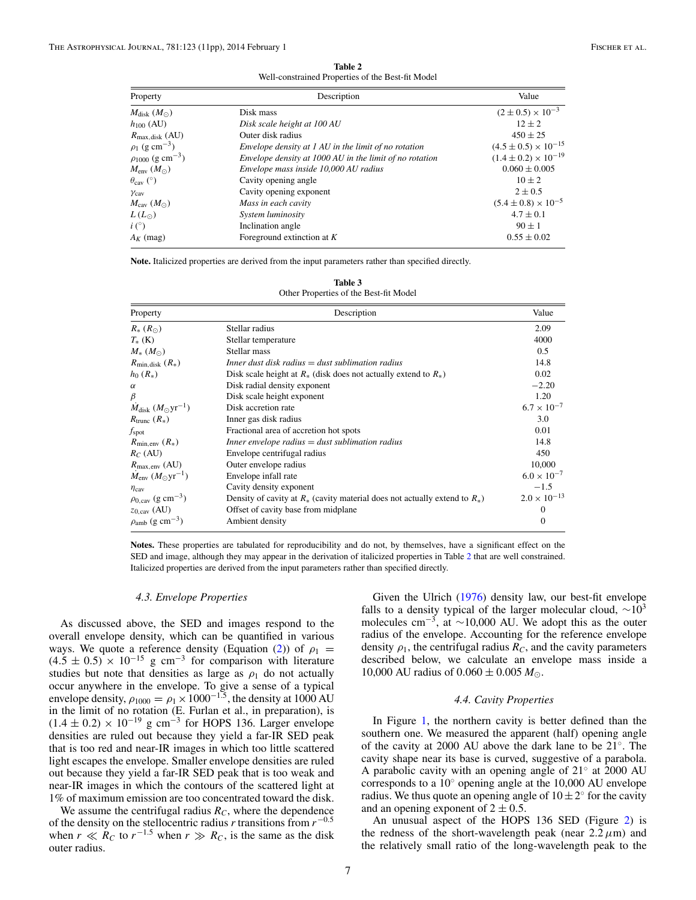**Table 2**
Well-constrained Properties of the Best-fit Model

| Property | Description | Value |
|---|---|---|
| $M_{\rm disk}$ ($M_\odot$) | Disk mass | $(2 \pm 0.5) \times 10^{-3}$ |
| $h_{100}$ (AU) | *Disk scale height at 100 AU* | $12 \pm 2$ |
| $R_{\rm max,disk}$ (AU) | Outer disk radius | $450 \pm 25$ |
| $\rho_1$ (g cm$^{-3}$) | *Envelope density at 1 AU in the limit of no rotation* | $(4.5 \pm 0.5) \times 10^{-15}$ |
| $\rho_{1000}$ (g cm$^{-3}$) | *Envelope density at 1000 AU in the limit of no rotation* | $(1.4 \pm 0.2) \times 10^{-19}$ |
| $M_{\rm env}$ ($M_\odot$) | *Envelope mass inside 10,000 AU radius* | $0.060 \pm 0.005$ |
| $\theta_{\rm cav}$ (°) | Cavity opening angle | $10 \pm 2$ |
| $\gamma_{\rm cav}$ | Cavity opening exponent | $2 \pm 0.5$ |
| $M_{\rm cav}$ ($M_\odot$) | *Mass in each cavity* | $(5.4 \pm 0.8) \times 10^{-5}$ |
| $L$ ($L_\odot$) | *System luminosity* | $4.7 \pm 0.1$ |
| $i$ (°) | Inclination angle | $90 \pm 1$ |
| $A_K$ (mag) | Foreground extinction at $K$ | $0.55 \pm 0.02$ |

**Note.** Italicized properties are derived from the input parameters rather than specified directly.

**Table 3**
Other Properties of the Best-fit Model

| Property | Description | Value |
|---|---|---|
| $R_*$ ($R_\odot$) | Stellar radius | 2.09 |
| $T_*$ (K) | Stellar temperature | 4000 |
| $M_*$ ($M_\odot$) | Stellar mass | 0.5 |
| $R_{\rm min,disk}$ ($R_*$) | *Inner dust disk radius = dust sublimation radius* | 14.8 |
| $h_0$ ($R_*$) | Disk scale height at $R_*$ (disk does not actually extend to $R_*$) | 0.02 |
| $\alpha$ | Disk radial density exponent | −2.20 |
| $\beta$ | Disk scale height exponent | 1.20 |
| $\dot{M}_{\rm disk}$ ($M_\odot$yr$^{-1}$) | Disk accretion rate | $6.7 \times 10^{-7}$ |
| $R_{\rm trunc}$ ($R_*$) | Inner gas disk radius | 3.0 |
| $f_{\rm spot}$ | Fractional area of accretion hot spots | 0.01 |
| $R_{\rm min,env}$ ($R_*$) | *Inner envelope radius = dust sublimation radius* | 14.8 |
| $R_C$ (AU) | Envelope centrifugal radius | 450 |
| $R_{\rm max,env}$ (AU) | Outer envelope radius | 10,000 |
| $\dot{M}_{\rm env}$ ($M_\odot$yr$^{-1}$) | Envelope infall rate | $6.0 \times 10^{-7}$ |
| $\eta_{\rm cav}$ | Cavity density exponent | −1.5 |
| $\rho_{0,\rm cav}$ (g cm$^{-3}$) | Density of cavity at $R_*$ (cavity material does not actually extend to $R_*$) | $2.0 \times 10^{-13}$ |
| $z_{0,\rm cav}$ (AU) | Offset of cavity base from midplane | 0 |
| $\rho_{\rm amb}$ (g cm$^{-3}$) | Ambient density | 0 |

**Notes.** These properties are tabulated for reproducibility and do not, by themselves, have a significant effect on the SED and image, although they may appear in the derivation of italicized properties in Table 2 that are well constrained. Italicized properties are derived from the input parameters rather than specified directly.

### 4.3. Envelope Properties

As discussed above, the SED and images respond to the overall envelope density, which can be quantified in various ways. We quote a reference density (Equation (2)) of $\rho_1 = (4.5 \pm 0.5) \times 10^{-15}$ g cm$^{-3}$ for comparison with literature studies but note that densities as large as $\rho_1$ do not actually occur anywhere in the envelope. To give a sense of a typical envelope density, $\rho_{1000} = \rho_1 \times 1000^{-1.5}$, the density at 1000 AU in the limit of no rotation (E. Furlan et al., in preparation), is $(1.4 \pm 0.2) \times 10^{-19}$ g cm$^{-3}$ for HOPS 136. Larger envelope densities are ruled out because they yield a far-IR SED peak that is too red and near-IR images in which too little scattered light escapes the envelope. Smaller envelope densities are ruled out because they yield a far-IR SED peak that is too weak and near-IR images in which the contours of the scattered light at 1% of maximum emission are too concentrated toward the disk.

We assume the centrifugal radius $R_C$, where the dependence of the density on the stellocentric radius $r$ transitions from $r^{-0.5}$ when $r \ll R_C$ to $r^{-1.5}$ when $r \gg R_C$, is the same as the disk outer radius.

Given the Ulrich (1976) density law, our best-fit envelope falls to a density typical of the larger molecular cloud, $\sim 10^3$ molecules cm$^{-3}$, at $\sim$10,000 AU. We adopt this as the outer radius of the envelope. Accounting for the reference envelope density $\rho_1$, the centrifugal radius $R_C$, and the cavity parameters described below, we calculate an envelope mass inside a 10,000 AU radius of $0.060 \pm 0.005$ $M_\odot$.

### 4.4. Cavity Properties

In Figure 1, the northern cavity is better defined than the southern one. We measured the apparent (half) opening angle of the cavity at 2000 AU above the dark lane to be 21°. The cavity shape near its base is curved, suggestive of a parabola. A parabolic cavity with an opening angle of 21° at 2000 AU corresponds to a 10° opening angle at the 10,000 AU envelope radius. We thus quote an opening angle of $10 \pm 2°$ for the cavity and an opening exponent of $2 \pm 0.5$.

An unusual aspect of the HOPS 136 SED (Figure 2) is the redness of the short-wavelength peak (near 2.2 $\mu$m) and the relatively small ratio of the long-wavelength peak to the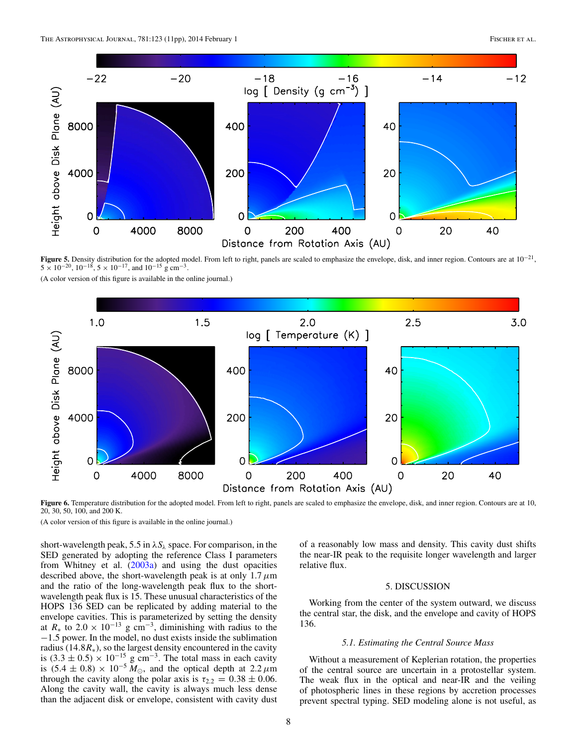Figure 5. Density distribution for the adopted model. From left to right, panels are scaled to emphasize the envelope, disk, and inner region. Contours are at $10^{-21}$, $5 \times 10^{-20}$, $10^{-18}$, $5 \times 10^{-17}$, and $10^{-15}$ g cm$^{-3}$.

(A color version of this figure is available in the online journal.)

Figure 6. Temperature distribution for the adopted model. From left to right, panels are scaled to emphasize the envelope, disk, and inner region. Contours are at 10, 20, 30, 50, 100, and 200 K.

(A color version of this figure is available in the online journal.)

short-wavelength peak, 5.5 in $\lambda S_\lambda$ space. For comparison, in the SED generated by adopting the reference Class I parameters from Whitney et al. (2003a) and using the dust opacities described above, the short-wavelength peak is at only 1.7 $\mu$m and the ratio of the long-wavelength peak flux to the short-wavelength peak flux is 15. These unusual characteristics of the HOPS 136 SED can be replicated by adding material to the envelope cavities. This is parameterized by setting the density at $R_*$ to $2.0 \times 10^{-13}$ g cm$^{-3}$, diminishing with radius to the $-1.5$ power. In the model, no dust exists inside the sublimation radius ($14.8 R_*$), so the largest density encountered in the cavity is $(3.3 \pm 0.5) \times 10^{-15}$ g cm$^{-3}$. The total mass in each cavity is $(5.4 \pm 0.8) \times 10^{-5}\, M_\odot$, and the optical depth at 2.2 $\mu$m through the cavity along the polar axis is $\tau_{2.2} = 0.38 \pm 0.06$. Along the cavity wall, the cavity is always much less dense than the adjacent disk or envelope, consistent with cavity dust of a reasonably low mass and density. This cavity dust shifts the near-IR peak to the requisite longer wavelength and larger relative flux.

## 5. DISCUSSION

Working from the center of the system outward, we discuss the central star, the disk, and the envelope and cavity of HOPS 136.

### *5.1. Estimating the Central Source Mass*

Without a measurement of Keplerian rotation, the properties of the central source are uncertain in a protostellar system. The weak flux in the optical and near-IR and the veiling of photospheric lines in these regions by accretion processes prevent spectral typing. SED modeling alone is not useful, as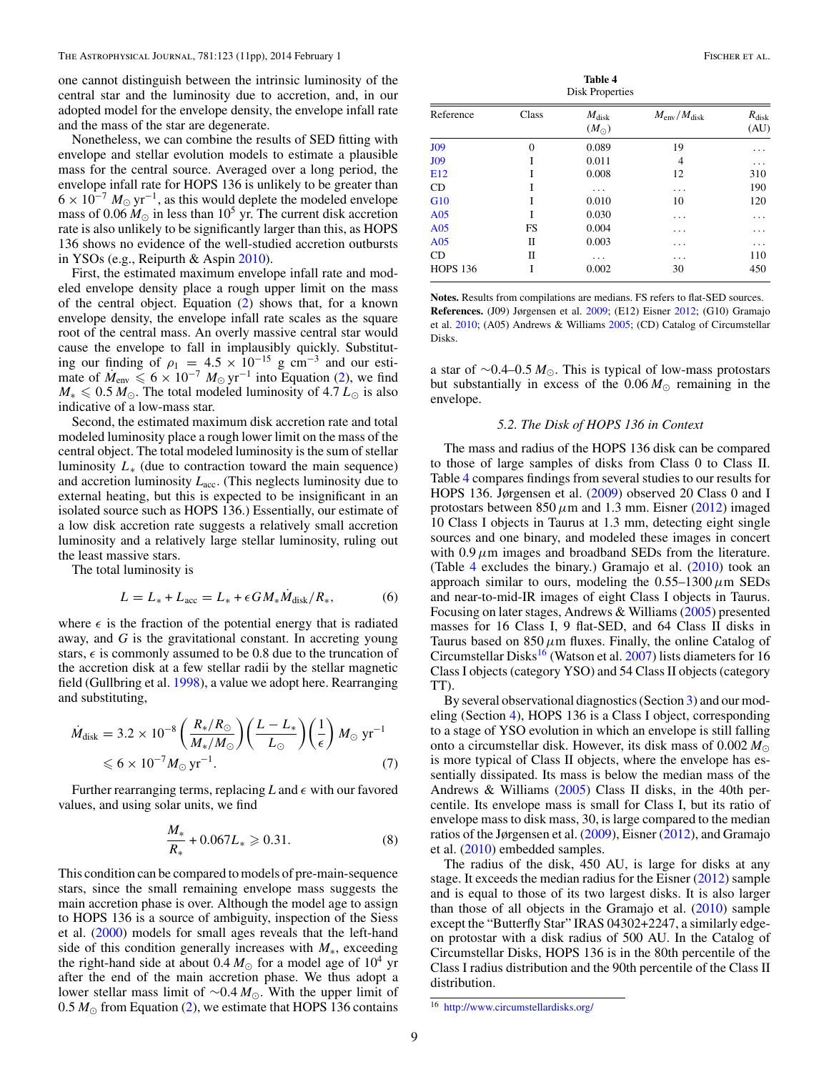one cannot distinguish between the intrinsic luminosity of the central star and the luminosity due to accretion, and, in our adopted model for the envelope density, the envelope infall rate and the mass of the star are degenerate.

Nonetheless, we can combine the results of SED fitting with envelope and stellar evolution models to estimate a plausible mass for the central source. Averaged over a long period, the envelope infall rate for HOPS 136 is unlikely to be greater than $6 \times 10^{-7}\ M_\odot\ \mathrm{yr}^{-1}$, as this would deplete the modeled envelope mass of $0.06\ M_\odot$ in less than $10^5$ yr. The current disk accretion rate is also unlikely to be significantly larger than this, as HOPS 136 shows no evidence of the well-studied accretion outbursts in YSOs (e.g., Reipurth & Aspin 2010).

First, the estimated maximum envelope infall rate and modeled envelope density place a rough upper limit on the mass of the central object. Equation (2) shows that, for a known envelope density, the envelope infall rate scales as the square root of the central mass. An overly massive central star would cause the envelope to fall in implausibly quickly. Substituting our finding of $\rho_1 = 4.5 \times 10^{-15}$ g cm$^{-3}$ and our estimate of $\dot{M}_{\mathrm{env}} \leqslant 6 \times 10^{-7}\ M_\odot\ \mathrm{yr}^{-1}$ into Equation (2), we find $M_* \leqslant 0.5\ M_\odot$. The total modeled luminosity of $4.7\ L_\odot$ is also indicative of a low-mass star.

Second, the estimated maximum disk accretion rate and total modeled luminosity place a rough lower limit on the mass of the central object. The total modeled luminosity is the sum of stellar luminosity $L_*$ (due to contraction toward the main sequence) and accretion luminosity $L_{\mathrm{acc}}$. (This neglects luminosity due to external heating, but this is expected to be insignificant in an isolated source such as HOPS 136.) Essentially, our estimate of a low disk accretion rate suggests a relatively small accretion luminosity and a relatively large stellar luminosity, ruling out the least massive stars.

The total luminosity is

$$L = L_* + L_{\mathrm{acc}} = L_* + \epsilon G M_* \dot{M}_{\mathrm{disk}} / R_*, \tag{6}$$

where $\epsilon$ is the fraction of the potential energy that is radiated away, and $G$ is the gravitational constant. In accreting young stars, $\epsilon$ is commonly assumed to be 0.8 due to the truncation of the accretion disk at a few stellar radii by the stellar magnetic field (Gullbring et al. 1998), a value we adopt here. Rearranging and substituting,

$$\begin{aligned}\dot{M}_{\mathrm{disk}} &= 3.2 \times 10^{-8} \left(\frac{R_*/R_\odot}{M_*/M_\odot}\right)\left(\frac{L - L_*}{L_\odot}\right)\left(\frac{1}{\epsilon}\right) M_\odot\ \mathrm{yr}^{-1} \\ &\leqslant 6 \times 10^{-7} M_\odot\ \mathrm{yr}^{-1}.\end{aligned} \tag{7}$$

Further rearranging terms, replacing $L$ and $\epsilon$ with our favored values, and using solar units, we find

$$\frac{M_*}{R_*} + 0.067 L_* \geqslant 0.31. \tag{8}$$

This condition can be compared to models of pre-main-sequence stars, since the small remaining envelope mass suggests the main accretion phase is over. Although the model age to assign to HOPS 136 is a source of ambiguity, inspection of the Siess et al. (2000) models for small ages reveals that the left-hand side of this condition generally increases with $M_*$, exceeding the right-hand side at about $0.4\ M_\odot$ for a model age of $10^4$ yr after the end of the main accretion phase. We thus adopt a lower stellar mass limit of $\sim 0.4\ M_\odot$. With the upper limit of $0.5\ M_\odot$ from Equation (2), we estimate that HOPS 136 contains a star of $\sim 0.4$–$0.5\ M_\odot$. This is typical of low-mass protostars but substantially in excess of the $0.06\ M_\odot$ remaining in the envelope.

**Table 4**
Disk Properties

| Reference | Class | $M_{\mathrm{disk}}$ ($M_\odot$) | $M_{\mathrm{env}}/M_{\mathrm{disk}}$ | $R_{\mathrm{disk}}$ (AU) |
|---|---|---|---|---|
| J09 | 0 | 0.089 | 19 | ... |
| J09 | I | 0.011 | 4 | ... |
| E12 | I | 0.008 | 12 | 310 |
| CD | I | ... | ... | 190 |
| G10 | I | 0.010 | 10 | 120 |
| A05 | I | 0.030 | ... | ... |
| A05 | FS | 0.004 | ... | ... |
| A05 | II | 0.003 | ... | ... |
| CD | II | ... | ... | 110 |
| HOPS 136 | I | 0.002 | 30 | 450 |

**Notes.** Results from compilations are medians. FS refers to flat-SED sources.
**References.** (J09) Jørgensen et al. 2009; (E12) Eisner 2012; (G10) Gramajo et al. 2010; (A05) Andrews & Williams 2005; (CD) Catalog of Circumstellar Disks.

### 5.2. The Disk of HOPS 136 in Context

The mass and radius of the HOPS 136 disk can be compared to those of large samples of disks from Class 0 to Class II. Table 4 compares findings from several studies to our results for HOPS 136. Jørgensen et al. (2009) observed 20 Class 0 and I protostars between 850 $\mu$m and 1.3 mm. Eisner (2012) imaged 10 Class I objects in Taurus at 1.3 mm, detecting eight single sources and one binary, and modeled these images in concert with 0.9 $\mu$m images and broadband SEDs from the literature. (Table 4 excludes the binary.) Gramajo et al. (2010) took an approach similar to ours, modeling the 0.55–1300 $\mu$m SEDs and near-to-mid-IR images of eight Class I objects in Taurus. Focusing on later stages, Andrews & Williams (2005) presented masses for 16 Class I, 9 flat-SED, and 64 Class II disks in Taurus based on 850 $\mu$m fluxes. Finally, the online Catalog of Circumstellar Disks[16] (Watson et al. 2007) lists diameters for 16 Class I objects (category YSO) and 54 Class II objects (category TT).

By several observational diagnostics (Section 3) and our modeling (Section 4), HOPS 136 is a Class I object, corresponding to a stage of YSO evolution in which an envelope is still falling onto a circumstellar disk. However, its disk mass of $0.002\ M_\odot$ is more typical of Class II objects, where the envelope has essentially dissipated. Its mass is below the median mass of the Andrews & Williams (2005) Class II disks, in the 40th percentile. Its envelope mass is small for Class I, but its ratio of envelope mass to disk mass, 30, is large compared to the median ratios of the Jørgensen et al. (2009), Eisner (2012), and Gramajo et al. (2010) embedded samples.

The radius of the disk, 450 AU, is large for disks at any stage. It exceeds the median radius for the Eisner (2012) sample and is equal to those of its two largest disks. It is also larger than those of all objects in the Gramajo et al. (2010) sample except the "Butterfly Star" IRAS 04302+2247, a similarly edge-on protostar with a disk radius of 500 AU. In the Catalog of Circumstellar Disks, HOPS 136 is in the 80th percentile of the Class I radius distribution and the 90th percentile of the Class II distribution.

[16] http://www.circumstellardisks.org/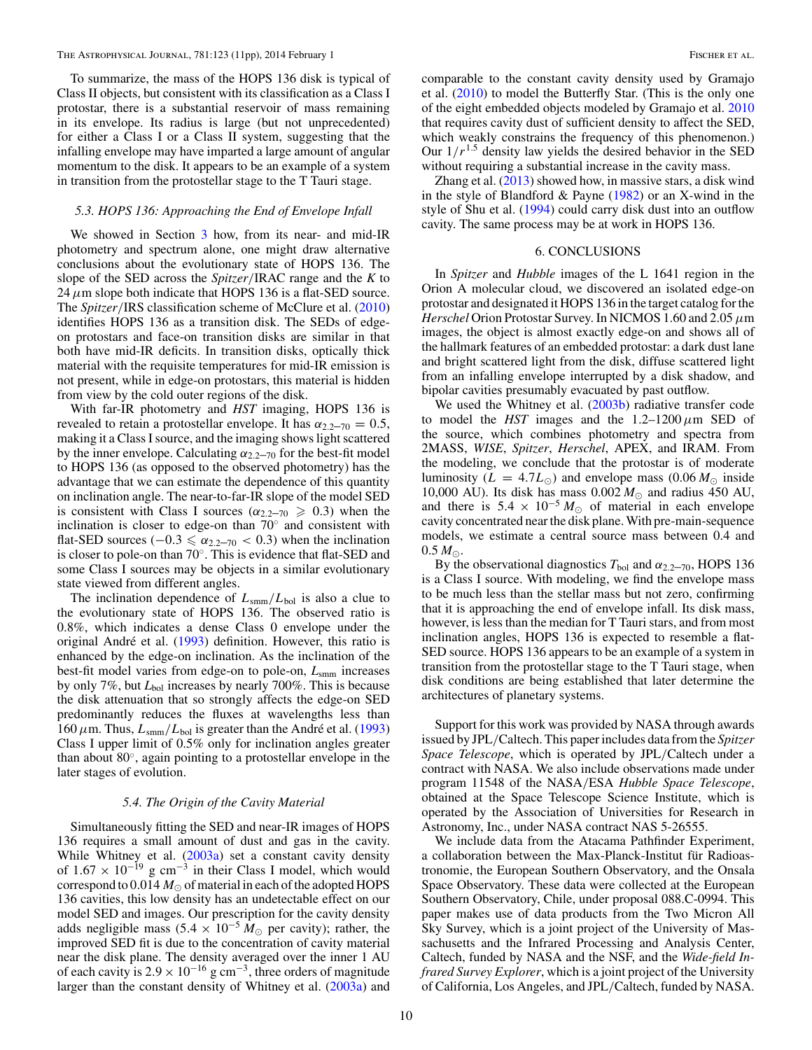To summarize, the mass of the HOPS 136 disk is typical of Class II objects, but consistent with its classification as a Class I protostar, there is a substantial reservoir of mass remaining in its envelope. Its radius is large (but not unprecedented) for either a Class I or a Class II system, suggesting that the infalling envelope may have imparted a large amount of angular momentum to the disk. It appears to be an example of a system in transition from the protostellar stage to the T Tauri stage.

### 5.3. HOPS 136: Approaching the End of Envelope Infall

We showed in Section 3 how, from its near- and mid-IR photometry and spectrum alone, one might draw alternative conclusions about the evolutionary state of HOPS 136. The slope of the SED across the *Spitzer*/IRAC range and the $K$ to $24\,\mu$m slope both indicate that HOPS 136 is a flat-SED source. The *Spitzer*/IRS classification scheme of McClure et al. (2010) identifies HOPS 136 as a transition disk. The SEDs of edge-on protostars and face-on transition disks are similar in that both have mid-IR deficits. In transition disks, optically thick material with the requisite temperatures for mid-IR emission is not present, while in edge-on protostars, this material is hidden from view by the cold outer regions of the disk.

With far-IR photometry and *HST* imaging, HOPS 136 is revealed to retain a protostellar envelope. It has $\alpha_{2.2\text{–}70} = 0.5$, making it a Class I source, and the imaging shows light scattered by the inner envelope. Calculating $\alpha_{2.2\text{–}70}$ for the best-fit model to HOPS 136 (as opposed to the observed photometry) has the advantage that we can estimate the dependence of this quantity on inclination angle. The near-to-far-IR slope of the model SED is consistent with Class I sources ($\alpha_{2.2\text{–}70} \geqslant 0.3$) when the inclination is closer to edge-on than $70^\circ$ and consistent with flat-SED sources ($-0.3 \leqslant \alpha_{2.2\text{–}70} < 0.3$) when the inclination is closer to pole-on than $70^\circ$. This is evidence that flat-SED and some Class I sources may be objects in a similar evolutionary state viewed from different angles.

The inclination dependence of $L_{\rm smm}/L_{\rm bol}$ is also a clue to the evolutionary state of HOPS 136. The observed ratio is 0.8%, which indicates a dense Class 0 envelope under the original André et al. (1993) definition. However, this ratio is enhanced by the edge-on inclination. As the inclination of the best-fit model varies from edge-on to pole-on, $L_{\rm smm}$ increases by only 7%, but $L_{\rm bol}$ increases by nearly 700%. This is because the disk attenuation that so strongly affects the edge-on SED predominantly reduces the fluxes at wavelengths less than $160\,\mu$m. Thus, $L_{\rm smm}/L_{\rm bol}$ is greater than the André et al. (1993) Class I upper limit of 0.5% only for inclination angles greater than about $80^\circ$, again pointing to a protostellar envelope in the later stages of evolution.

### 5.4. The Origin of the Cavity Material

Simultaneously fitting the SED and near-IR images of HOPS 136 requires a small amount of dust and gas in the cavity. While Whitney et al. (2003a) set a constant cavity density of $1.67 \times 10^{-19}$ g cm$^{-3}$ in their Class I model, which would correspond to $0.014\,M_\odot$ of material in each of the adopted HOPS 136 cavities, this low density has an undetectable effect on our model SED and images. Our prescription for the cavity density adds negligible mass ($5.4 \times 10^{-5}\,M_\odot$ per cavity); rather, the improved SED fit is due to the concentration of cavity material near the disk plane. The density averaged over the inner 1 AU of each cavity is $2.9 \times 10^{-16}$ g cm$^{-3}$, three orders of magnitude larger than the constant density of Whitney et al. (2003a) and comparable to the constant cavity density used by Gramajo et al. (2010) to model the Butterfly Star. (This is the only one of the eight embedded objects modeled by Gramajo et al. 2010 that requires cavity dust of sufficient density to affect the SED, which weakly constrains the frequency of this phenomenon.) Our $1/r^{1.5}$ density law yields the desired behavior in the SED without requiring a substantial increase in the cavity mass.

Zhang et al. (2013) showed how, in massive stars, a disk wind in the style of Blandford & Payne (1982) or an X-wind in the style of Shu et al. (1994) could carry disk dust into an outflow cavity. The same process may be at work in HOPS 136.

## 6. CONCLUSIONS

In *Spitzer* and *Hubble* images of the L 1641 region in the Orion A molecular cloud, we discovered an isolated edge-on protostar and designated it HOPS 136 in the target catalog for the *Herschel* Orion Protostar Survey. In NICMOS 1.60 and $2.05\,\mu$m images, the object is almost exactly edge-on and shows all of the hallmark features of an embedded protostar: a dark dust lane and bright scattered light from the disk, diffuse scattered light from an infalling envelope interrupted by a disk shadow, and bipolar cavities presumably evacuated by past outflow.

We used the Whitney et al. (2003b) radiative transfer code to model the *HST* images and the 1.2–$1200\,\mu$m SED of the source, which combines photometry and spectra from 2MASS, *WISE*, *Spitzer*, *Herschel*, APEX, and IRAM. From the modeling, we conclude that the protostar is of moderate luminosity ($L = 4.7 L_\odot$) and envelope mass ($0.06\,M_\odot$ inside 10,000 AU). Its disk has mass $0.002\,M_\odot$ and radius 450 AU, and there is $5.4 \times 10^{-5}\,M_\odot$ of material in each envelope cavity concentrated near the disk plane. With pre-main-sequence models, we estimate a central source mass between 0.4 and $0.5\,M_\odot$.

By the observational diagnostics $T_{\rm bol}$ and $\alpha_{2.2\text{–}70}$, HOPS 136 is a Class I source. With modeling, we find the envelope mass to be much less than the stellar mass but not zero, confirming that it is approaching the end of envelope infall. Its disk mass, however, is less than the median for T Tauri stars, and from most inclination angles, HOPS 136 is expected to resemble a flat-SED source. HOPS 136 appears to be an example of a system in transition from the protostellar stage to the T Tauri stage, when disk conditions are being established that later determine the architectures of planetary systems.

Support for this work was provided by NASA through awards issued by JPL/Caltech. This paper includes data from the *Spitzer Space Telescope*, which is operated by JPL/Caltech under a contract with NASA. We also include observations made under program 11548 of the NASA/ESA *Hubble Space Telescope*, obtained at the Space Telescope Science Institute, which is operated by the Association of Universities for Research in Astronomy, Inc., under NASA contract NAS 5-26555.

We include data from the Atacama Pathfinder Experiment, a collaboration between the Max-Planck-Institut für Radioastronomie, the European Southern Observatory, and the Onsala Space Observatory. These data were collected at the European Southern Observatory, Chile, under proposal 088.C-0994. This paper makes use of data products from the Two Micron All Sky Survey, which is a joint project of the University of Massachusetts and the Infrared Processing and Analysis Center, Caltech, funded by NASA and the NSF, and the *Wide-field Infrared Survey Explorer*, which is a joint project of the University of California, Los Angeles, and JPL/Caltech, funded by NASA.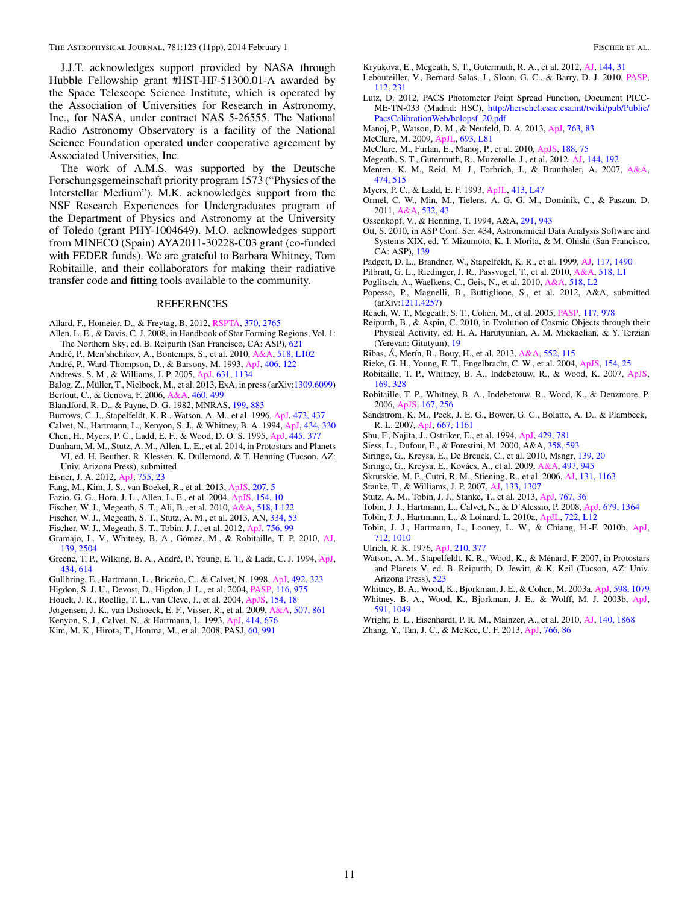J.J.T. acknowledges support provided by NASA through Hubble Fellowship grant #HST-HF-51300.01-A awarded by the Space Telescope Science Institute, which is operated by the Association of Universities for Research in Astronomy, Inc., for NASA, under contract NAS 5-26555. The National Radio Astronomy Observatory is a facility of the National Science Foundation operated under cooperative agreement by Associated Universities, Inc.

The work of A.M.S. was supported by the Deutsche Forschungsgemeinschaft priority program 1573 ("Physics of the Interstellar Medium"). M.K. acknowledges support from the NSF Research Experiences for Undergraduates program of the Department of Physics and Astronomy at the University of Toledo (grant PHY-1004649). M.O. acknowledges support from MINECO (Spain) AYA2011-30228-C03 grant (co-funded with FEDER funds). We are grateful to Barbara Whitney, Tom Robitaille, and their collaborators for making their radiative transfer code and fitting tools available to the community.

## REFERENCES

Allard, F., Homeier, D., & Freytag, B. 2012, RSPTA, 370, 2765
Allen, L. E., & Davis, C. J. 2008, in Handbook of Star Forming Regions, Vol. 1: The Northern Sky, ed. B. Reipurth (San Francisco, CA: ASP), 621
André, P., Men'shchikov, A., Bontemps, S., et al. 2010, A&A, 518, L102
André, P., Ward-Thompson, D., & Barsony, M. 1993, ApJ, 406, 122
Andrews, S. M., & Williams, J. P. 2005, ApJ, 631, 1134
Balog, Z., Müller, T., Nielbock, M., et al. 2013, ExA, in press (arXiv:1309.6099)
Bertout, C., & Genova, F. 2006, A&A, 460, 499
Blandford, R. D., & Payne, D. G. 1982, MNRAS, 199, 883
Burrows, C. J., Stapelfeldt, K. R., Watson, A. M., et al. 1996, ApJ, 473, 437
Calvet, N., Hartmann, L., Kenyon, S. J., & Whitney, B. A. 1994, ApJ, 434, 330
Chen, H., Myers, P. C., Ladd, E. F., & Wood, D. O. S. 1995, ApJ, 445, 377
Dunham, M. M., Stutz, A. M., Allen, L. E., et al. 2014, in Protostars and Planets VI, ed. H. Beuther, R. Klessen, K. Dullemond, & T. Henning (Tucson, AZ: Univ. Arizona Press), submitted
Eisner, J. A. 2012, ApJ, 755, 23
Fang, M., Kim, J. S., van Boekel, R., et al. 2013, ApJS, 207, 5
Fazio, G. G., Hora, J. L., Allen, L. E., et al. 2004, ApJS, 154, 10
Fischer, W. J., Megeath, S. T., Ali, B., et al. 2010, A&A, 518, L122
Fischer, W. J., Megeath, S. T., Stutz, A. M., et al. 2013, AN, 334, 53
Fischer, W. J., Megeath, S. T., Tobin, J. J., et al. 2012, ApJ, 756, 99
Gramajo, L. V., Whitney, B. A., Gómez, M., & Robitaille, T. P. 2010, AJ, 139, 2504
Greene, T. P., Wilking, B. A., André, P., Young, E. T., & Lada, C. J. 1994, ApJ, 434, 614
Gullbring, E., Hartmann, L., Briceño, C., & Calvet, N. 1998, ApJ, 492, 323
Higdon, S. J. U., Devost, D., Higdon, J. L., et al. 2004, PASP, 116, 975
Houck, J. R., Roellig, T. L., van Cleve, J., et al. 2004, ApJS, 154, 18
Jørgensen, J. K., van Dishoeck, E. F., Visser, R., et al. 2009, A&A, 507, 861
Kenyon, S. J., Calvet, N., & Hartmann, L. 1993, ApJ, 414, 676
Kim, M. K., Hirota, T., Honma, M., et al. 2008, PASJ, 60, 991
Kryukova, E., Megeath, S. T., Gutermuth, R. A., et al. 2012, AJ, 144, 31
Lebouteiller, V., Bernard-Salas, J., Sloan, G. C., & Barry, D. J. 2010, PASP, 112, 231
Lutz, D. 2012, PACS Photometer Point Spread Function, Document PICC-ME-TN-033 (Madrid: HSC), http://herschel.esac.esa.int/twiki/pub/Public/PacsCalibrationWeb/bolopsf_20.pdf
Manoj, P., Watson, D. M., & Neufeld, D. A. 2013, ApJ, 763, 83
McClure, M. 2009, ApJL, 693, L81
McClure, M., Furlan, E., Manoj, P., et al. 2010, ApJS, 188, 75
Megeath, S. T., Gutermuth, R., Muzerolle, J., et al. 2012, AJ, 144, 192
Menten, K. M., Reid, M. J., Forbrich, J., & Brunthaler, A. 2007, A&A, 474, 515
Myers, P. C., & Ladd, E. F. 1993, ApJL, 413, L47
Ormel, C. W., Min, M., Tielens, A. G. G. M., Dominik, C., & Paszun, D. 2011, A&A, 532, 43
Ossenkopf, V., & Henning, T. 1994, A&A, 291, 943
Ott, S. 2010, in ASP Conf. Ser. 434, Astronomical Data Analysis Software and Systems XIX, ed. Y. Mizumoto, K.-I. Morita, & M. Ohishi (San Francisco, CA: ASP), 139
Padgett, D. L., Brandner, W., Stapelfeldt, K. R., et al. 1999, AJ, 117, 1490
Pilbratt, G. L., Riedinger, J. R., Passvogel, T., et al. 2010, A&A, 518, L1
Poglitsch, A., Waelkens, C., Geis, N., et al. 2010, A&A, 518, L2
Popesso, P., Magnelli, B., Buttiglione, S., et al. 2012, A&A, submitted (arXiv:1211.4257)
Reach, W. T., Megeath, S. T., Cohen, M., et al. 2005, PASP, 117, 978
Reipurth, B., & Aspin, C. 2010, in Evolution of Cosmic Objects through their Physical Activity, ed. H. A. Harutyunian, A. M. Mickaelian, & Y. Terzian (Yerevan: Gitutyun), 19
Ribas, Á., Merín, B., Bouy, H., et al. 2013, A&A, 552, 115
Rieke, G. H., Young, E. T., Engelbracht, C. W., et al. 2004, ApJS, 154, 25
Robitaille, T. P., Whitney, B. A., Indebetouw, R., & Wood, K. 2007, ApJS, 169, 328
Robitaille, T. P., Whitney, B. A., Indebetouw, R., Wood, K., & Denzmore, P. 2006, ApJS, 167, 256
Sandstrom, K. M., Peek, J. E. G., Bower, G. C., Bolatto, A. D., & Plambeck, R. L. 2007, ApJ, 667, 1161
Shu, F., Najita, J., Ostriker, E., et al. 1994, ApJ, 429, 781
Siess, L., Dufour, E., & Forestini, M. 2000, A&A, 358, 593
Siringo, G., Kreysa, E., De Breuck, C., et al. 2010, Msngr, 139, 20
Siringo, G., Kreysa, E., Kovács, A., et al. 2009, A&A, 497, 945
Skrutskie, M. F., Cutri, R. M., Stiening, R., et al. 2006, AJ, 131, 1163
Stanke, T., & Williams, J. P. 2007, AJ, 133, 1307
Stutz, A. M., Tobin, J. J., Stanke, T., et al. 2013, ApJ, 767, 36
Tobin, J. J., Hartmann, L., Calvet, N., & D'Alessio, P. 2008, ApJ, 679, 1364
Tobin, J. J., Hartmann, L., & Loinard, L. 2010a, ApJL, 722, L12
Tobin, J. J., Hartmann, L., Looney, L. W., & Chiang, H.-F. 2010b, ApJ, 712, 1010
Ulrich, R. K. 1976, ApJ, 210, 377
Watson, A. M., Stapelfeldt, K. R., Wood, K., & Ménard, F. 2007, in Protostars and Planets V, ed. B. Reipurth, D. Jewitt, & K. Keil (Tucson, AZ: Univ. Arizona Press), 523
Whitney, B. A., Wood, K., Bjorkman, J. E., & Cohen, M. 2003a, ApJ, 598, 1079
Whitney, B. A., Wood, K., Bjorkman, J. E., & Wolff, M. J. 2003b, ApJ, 591, 1049
Wright, E. L., Eisenhardt, P. R. M., Mainzer, A., et al. 2010, AJ, 140, 1868
Zhang, Y., Tan, J. C., & McKee, C. F. 2013, ApJ, 766, 86